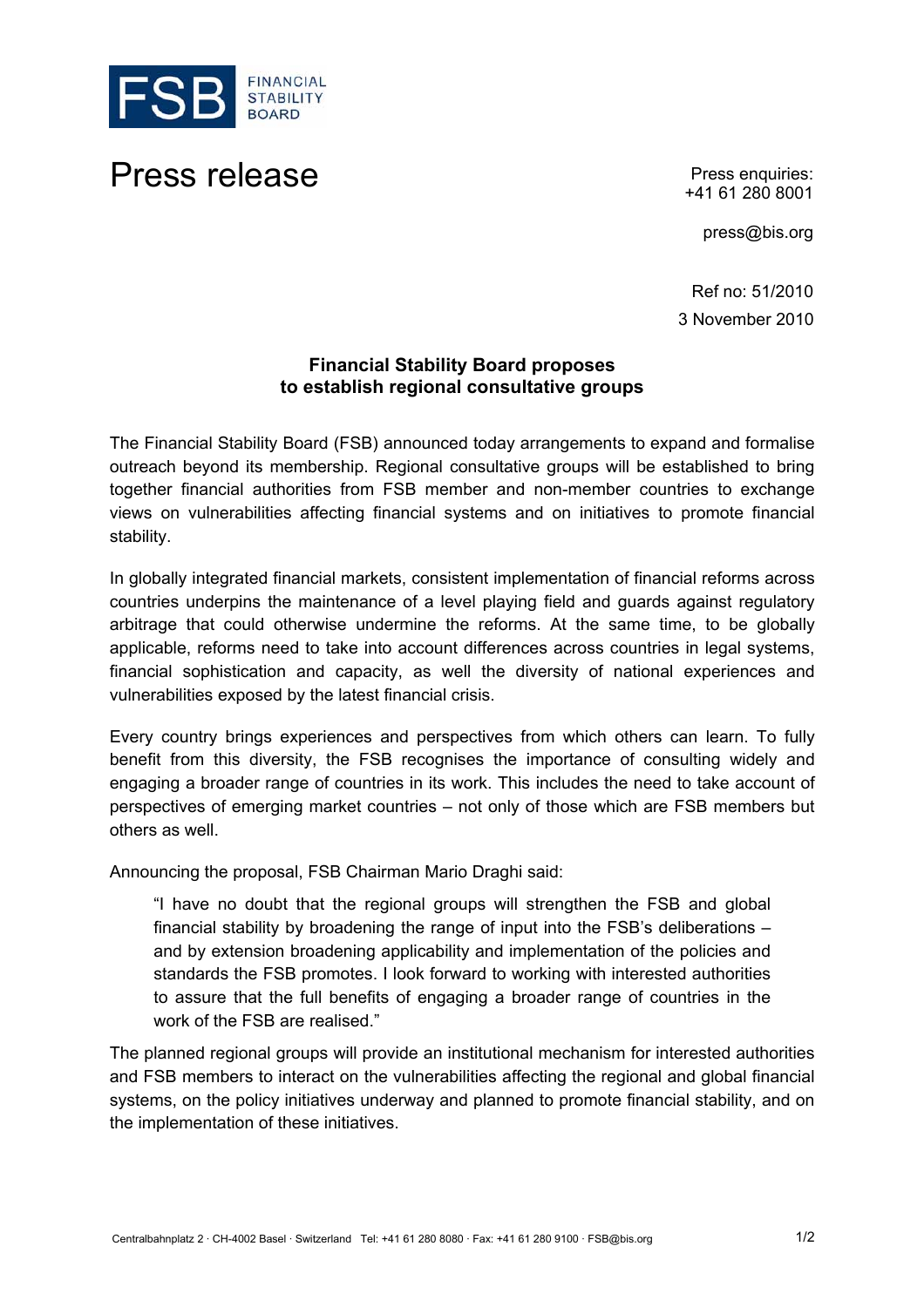# Press release

Press enquiries:
+41 61 280 8001

press@bis.org

Ref no: 51/2010

3 November 2010

## Financial Stability Board proposes to establish regional consultative groups

The Financial Stability Board (FSB) announced today arrangements to expand and formalise outreach beyond its membership. Regional consultative groups will be established to bring together financial authorities from FSB member and non-member countries to exchange views on vulnerabilities affecting financial systems and on initiatives to promote financial stability.

In globally integrated financial markets, consistent implementation of financial reforms across countries underpins the maintenance of a level playing field and guards against regulatory arbitrage that could otherwise undermine the reforms. At the same time, to be globally applicable, reforms need to take into account differences across countries in legal systems, financial sophistication and capacity, as well the diversity of national experiences and vulnerabilities exposed by the latest financial crisis.

Every country brings experiences and perspectives from which others can learn. To fully benefit from this diversity, the FSB recognises the importance of consulting widely and engaging a broader range of countries in its work. This includes the need to take account of perspectives of emerging market countries – not only of those which are FSB members but others as well.

Announcing the proposal, FSB Chairman Mario Draghi said:

> "I have no doubt that the regional groups will strengthen the FSB and global financial stability by broadening the range of input into the FSB's deliberations – and by extension broadening applicability and implementation of the policies and standards the FSB promotes. I look forward to working with interested authorities to assure that the full benefits of engaging a broader range of countries in the work of the FSB are realised."

The planned regional groups will provide an institutional mechanism for interested authorities and FSB members to interact on the vulnerabilities affecting the regional and global financial systems, on the policy initiatives underway and planned to promote financial stability, and on the implementation of these initiatives.

Centralbahnplatz 2 · CH-4002 Basel · Switzerland Tel: +41 61 280 8080 · Fax: +41 61 280 9100 · FSB@bis.org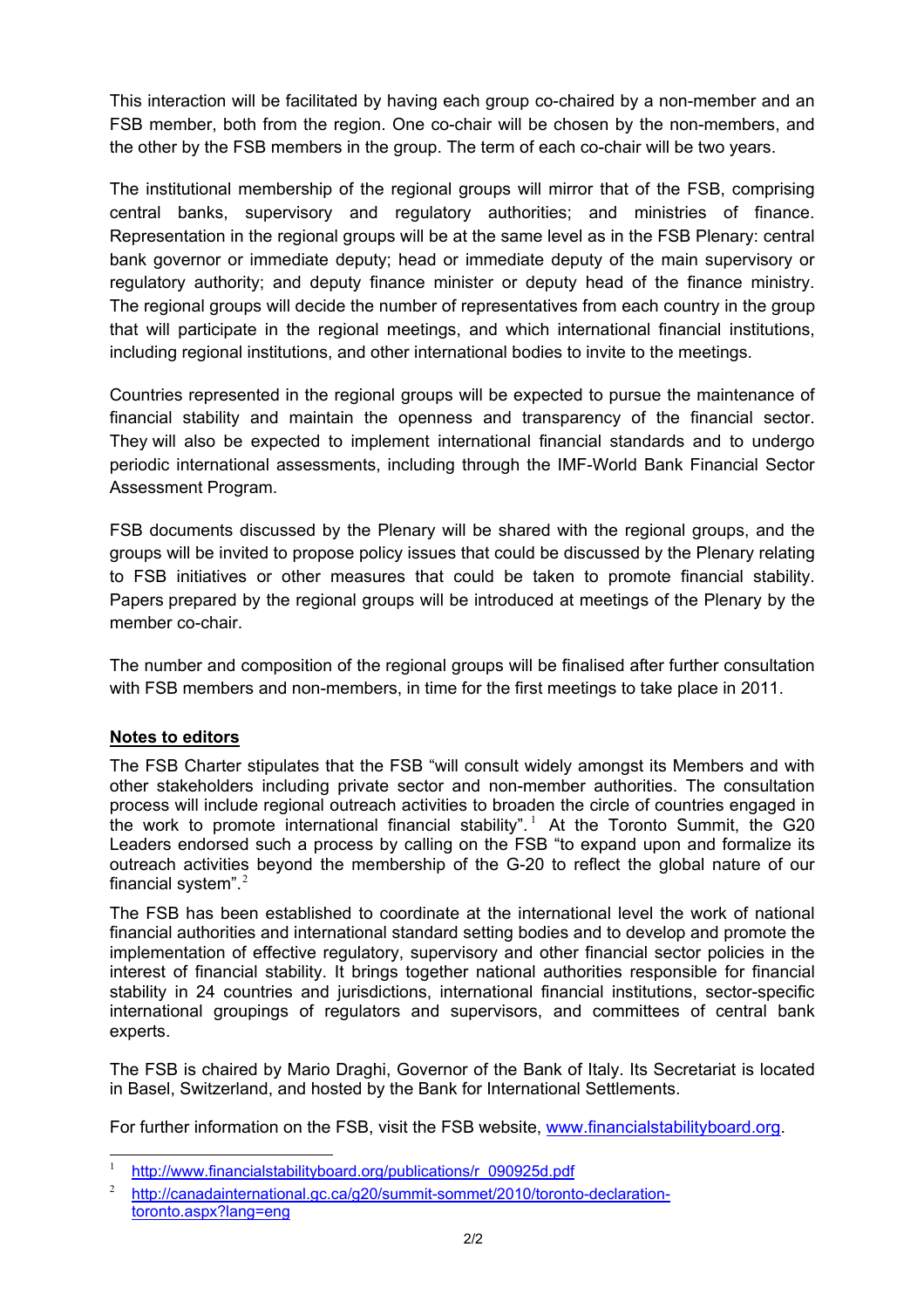This interaction will be facilitated by having each group co-chaired by a non-member and an FSB member, both from the region. One co-chair will be chosen by the non-members, and the other by the FSB members in the group. The term of each co-chair will be two years.

The institutional membership of the regional groups will mirror that of the FSB, comprising central banks, supervisory and regulatory authorities; and ministries of finance. Representation in the regional groups will be at the same level as in the FSB Plenary: central bank governor or immediate deputy; head or immediate deputy of the main supervisory or regulatory authority; and deputy finance minister or deputy head of the finance ministry. The regional groups will decide the number of representatives from each country in the group that will participate in the regional meetings, and which international financial institutions, including regional institutions, and other international bodies to invite to the meetings.

Countries represented in the regional groups will be expected to pursue the maintenance of financial stability and maintain the openness and transparency of the financial sector. They will also be expected to implement international financial standards and to undergo periodic international assessments, including through the IMF-World Bank Financial Sector Assessment Program.

FSB documents discussed by the Plenary will be shared with the regional groups, and the groups will be invited to propose policy issues that could be discussed by the Plenary relating to FSB initiatives or other measures that could be taken to promote financial stability. Papers prepared by the regional groups will be introduced at meetings of the Plenary by the member co-chair.

The number and composition of the regional groups will be finalised after further consultation with FSB members and non-members, in time for the first meetings to take place in 2011.

**Notes to editors**

The FSB Charter stipulates that the FSB "will consult widely amongst its Members and with other stakeholders including private sector and non-member authorities. The consultation process will include regional outreach activities to broaden the circle of countries engaged in the work to promote international financial stability".[1] At the Toronto Summit, the G20 Leaders endorsed such a process by calling on the FSB "to expand upon and formalize its outreach activities beyond the membership of the G-20 to reflect the global nature of our financial system".[2]

The FSB has been established to coordinate at the international level the work of national financial authorities and international standard setting bodies and to develop and promote the implementation of effective regulatory, supervisory and other financial sector policies in the interest of financial stability. It brings together national authorities responsible for financial stability in 24 countries and jurisdictions, international financial institutions, sector-specific international groupings of regulators and supervisors, and committees of central bank experts.

The FSB is chaired by Mario Draghi, Governor of the Bank of Italy. Its Secretariat is located in Basel, Switzerland, and hosted by the Bank for International Settlements.

For further information on the FSB, visit the FSB website, www.financialstabilityboard.org.

---

[1] http://www.financialstabilityboard.org/publications/r_090925d.pdf

[2] http://canadainternational.gc.ca/g20/summit-sommet/2010/toronto-declaration-toronto.aspx?lang=eng